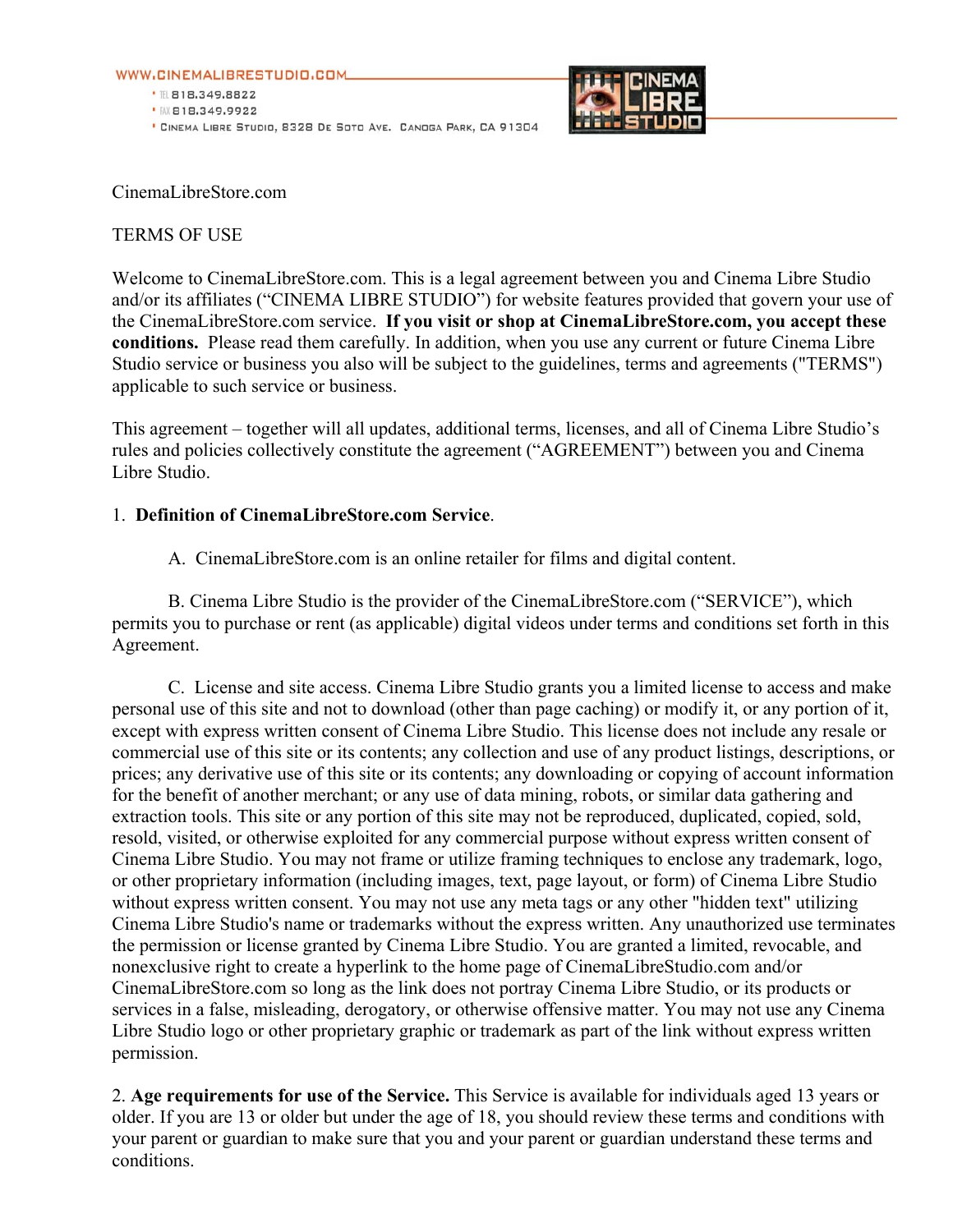WWW.CINEMALIBRESTUDIO.COM

- TEL 818.349.8822
- FAX 818.349.9922
- CINEMA LIBRE STUDIO, 8328 DE SOTO AVE. CANOGA PARK, CA 91304

CinemaLibreStore.com

TERMS OF USE

Welcome to CinemaLibreStore.com. This is a legal agreement between you and Cinema Libre Studio and/or its affiliates ("CINEMA LIBRE STUDIO") for website features provided that govern your use of the CinemaLibreStore.com service. **If you visit or shop at CinemaLibreStore.com, you accept these conditions.** Please read them carefully. In addition, when you use any current or future Cinema Libre Studio service or business you also will be subject to the guidelines, terms and agreements ("TERMS") applicable to such service or business.

This agreement – together will all updates, additional terms, licenses, and all of Cinema Libre Studio's rules and policies collectively constitute the agreement ("AGREEMENT") between you and Cinema Libre Studio.

1. **Definition of CinemaLibreStore.com Service**.

A. CinemaLibreStore.com is an online retailer for films and digital content.

B. Cinema Libre Studio is the provider of the CinemaLibreStore.com ("SERVICE"), which permits you to purchase or rent (as applicable) digital videos under terms and conditions set forth in this Agreement.

C. License and site access. Cinema Libre Studio grants you a limited license to access and make personal use of this site and not to download (other than page caching) or modify it, or any portion of it, except with express written consent of Cinema Libre Studio. This license does not include any resale or commercial use of this site or its contents; any collection and use of any product listings, descriptions, or prices; any derivative use of this site or its contents; any downloading or copying of account information for the benefit of another merchant; or any use of data mining, robots, or similar data gathering and extraction tools. This site or any portion of this site may not be reproduced, duplicated, copied, sold, resold, visited, or otherwise exploited for any commercial purpose without express written consent of Cinema Libre Studio. You may not frame or utilize framing techniques to enclose any trademark, logo, or other proprietary information (including images, text, page layout, or form) of Cinema Libre Studio without express written consent. You may not use any meta tags or any other "hidden text" utilizing Cinema Libre Studio's name or trademarks without the express written. Any unauthorized use terminates the permission or license granted by Cinema Libre Studio. You are granted a limited, revocable, and nonexclusive right to create a hyperlink to the home page of CinemaLibreStudio.com and/or CinemaLibreStore.com so long as the link does not portray Cinema Libre Studio, or its products or services in a false, misleading, derogatory, or otherwise offensive matter. You may not use any Cinema Libre Studio logo or other proprietary graphic or trademark as part of the link without express written permission.

2. **Age requirements for use of the Service.** This Service is available for individuals aged 13 years or older. If you are 13 or older but under the age of 18, you should review these terms and conditions with your parent or guardian to make sure that you and your parent or guardian understand these terms and conditions.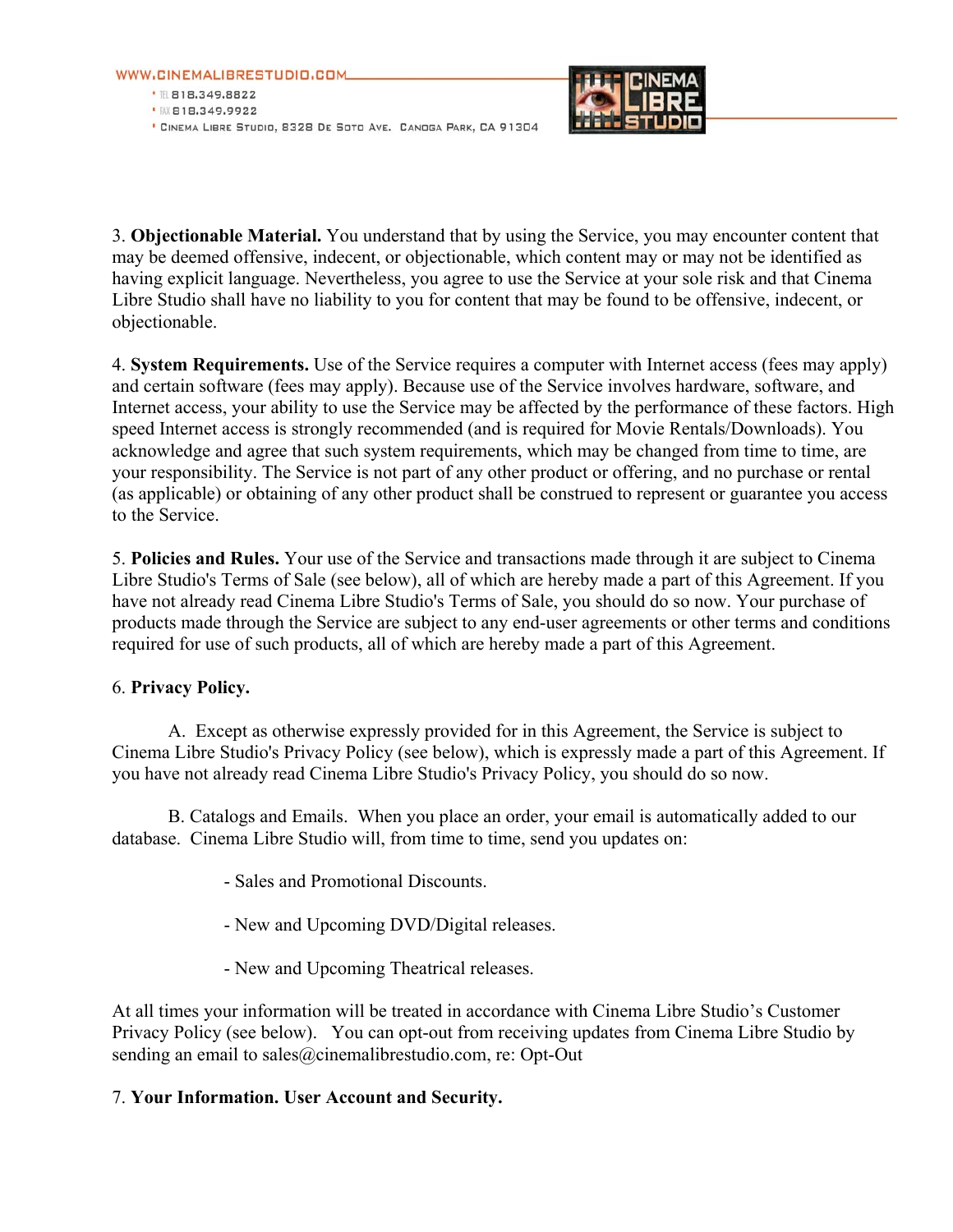3. **Objectionable Material.** You understand that by using the Service, you may encounter content that may be deemed offensive, indecent, or objectionable, which content may or may not be identified as having explicit language. Nevertheless, you agree to use the Service at your sole risk and that Cinema Libre Studio shall have no liability to you for content that may be found to be offensive, indecent, or objectionable.

4. **System Requirements.** Use of the Service requires a computer with Internet access (fees may apply) and certain software (fees may apply). Because use of the Service involves hardware, software, and Internet access, your ability to use the Service may be affected by the performance of these factors. High speed Internet access is strongly recommended (and is required for Movie Rentals/Downloads). You acknowledge and agree that such system requirements, which may be changed from time to time, are your responsibility. The Service is not part of any other product or offering, and no purchase or rental (as applicable) or obtaining of any other product shall be construed to represent or guarantee you access to the Service.

5. **Policies and Rules.** Your use of the Service and transactions made through it are subject to Cinema Libre Studio's Terms of Sale (see below), all of which are hereby made a part of this Agreement. If you have not already read Cinema Libre Studio's Terms of Sale, you should do so now. Your purchase of products made through the Service are subject to any end-user agreements or other terms and conditions required for use of such products, all of which are hereby made a part of this Agreement.

6. **Privacy Policy.**

A. Except as otherwise expressly provided for in this Agreement, the Service is subject to Cinema Libre Studio's Privacy Policy (see below), which is expressly made a part of this Agreement. If you have not already read Cinema Libre Studio's Privacy Policy, you should do so now.

B. Catalogs and Emails. When you place an order, your email is automatically added to our database. Cinema Libre Studio will, from time to time, send you updates on:

- Sales and Promotional Discounts.
- New and Upcoming DVD/Digital releases.
- New and Upcoming Theatrical releases.

At all times your information will be treated in accordance with Cinema Libre Studio's Customer Privacy Policy (see below). You can opt-out from receiving updates from Cinema Libre Studio by sending an email to sales@cinemalibrestudio.com, re: Opt-Out

7. **Your Information. User Account and Security.**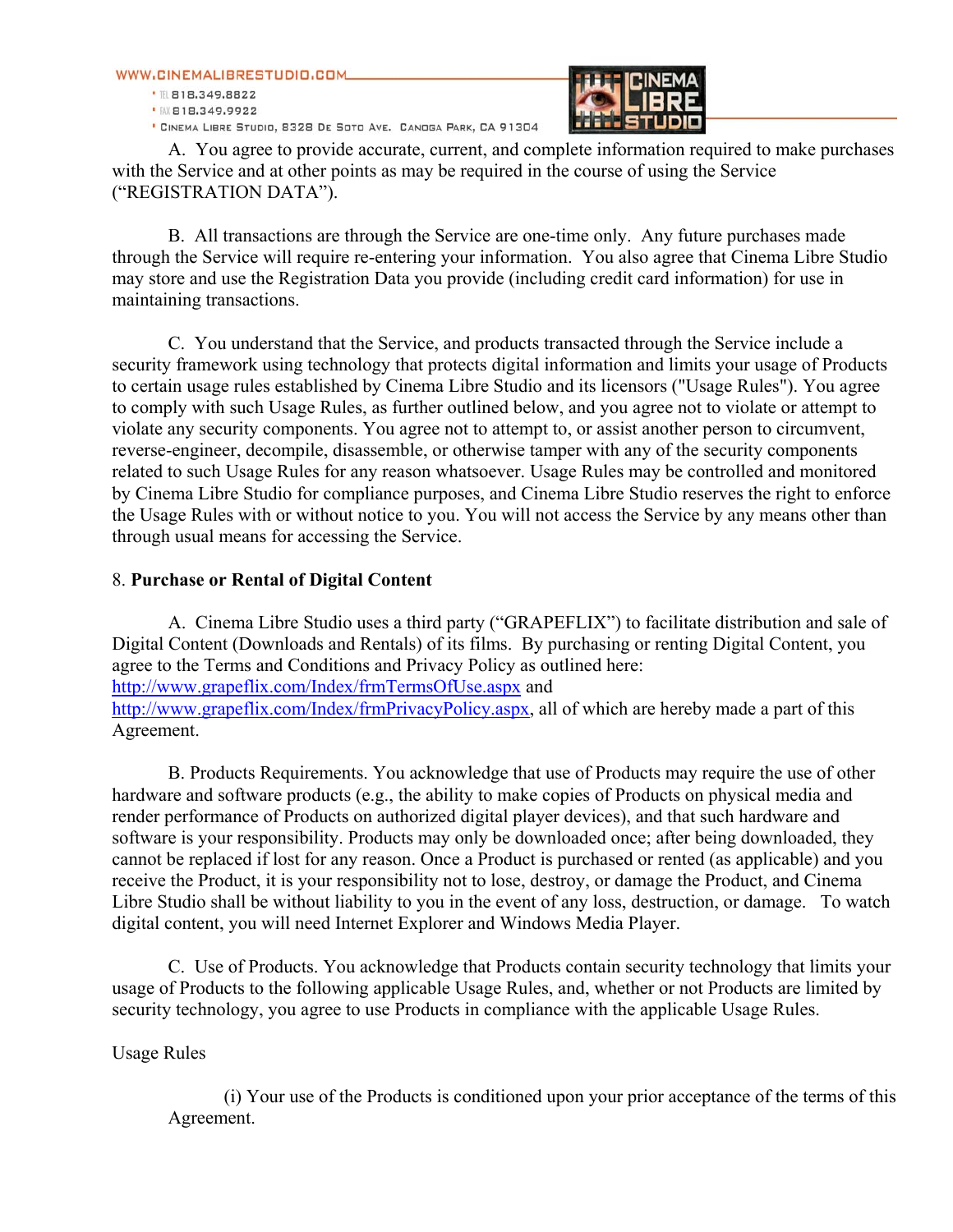A. You agree to provide accurate, current, and complete information required to make purchases with the Service and at other points as may be required in the course of using the Service ("REGISTRATION DATA").

B. All transactions are through the Service are one-time only. Any future purchases made through the Service will require re-entering your information. You also agree that Cinema Libre Studio may store and use the Registration Data you provide (including credit card information) for use in maintaining transactions.

C. You understand that the Service, and products transacted through the Service include a security framework using technology that protects digital information and limits your usage of Products to certain usage rules established by Cinema Libre Studio and its licensors ("Usage Rules"). You agree to comply with such Usage Rules, as further outlined below, and you agree not to violate or attempt to violate any security components. You agree not to attempt to, or assist another person to circumvent, reverse-engineer, decompile, disassemble, or otherwise tamper with any of the security components related to such Usage Rules for any reason whatsoever. Usage Rules may be controlled and monitored by Cinema Libre Studio for compliance purposes, and Cinema Libre Studio reserves the right to enforce the Usage Rules with or without notice to you. You will not access the Service by any means other than through usual means for accessing the Service.

8. **Purchase or Rental of Digital Content**

A. Cinema Libre Studio uses a third party ("GRAPEFLIX") to facilitate distribution and sale of Digital Content (Downloads and Rentals) of its films. By purchasing or renting Digital Content, you agree to the Terms and Conditions and Privacy Policy as outlined here: http://www.grapeflix.com/Index/frmTermsOfUse.aspx and http://www.grapeflix.com/Index/frmPrivacyPolicy.aspx, all of which are hereby made a part of this Agreement.

B. Products Requirements. You acknowledge that use of Products may require the use of other hardware and software products (e.g., the ability to make copies of Products on physical media and render performance of Products on authorized digital player devices), and that such hardware and software is your responsibility. Products may only be downloaded once; after being downloaded, they cannot be replaced if lost for any reason. Once a Product is purchased or rented (as applicable) and you receive the Product, it is your responsibility not to lose, destroy, or damage the Product, and Cinema Libre Studio shall be without liability to you in the event of any loss, destruction, or damage. To watch digital content, you will need Internet Explorer and Windows Media Player.

C. Use of Products. You acknowledge that Products contain security technology that limits your usage of Products to the following applicable Usage Rules, and, whether or not Products are limited by security technology, you agree to use Products in compliance with the applicable Usage Rules.

Usage Rules

(i) Your use of the Products is conditioned upon your prior acceptance of the terms of this Agreement.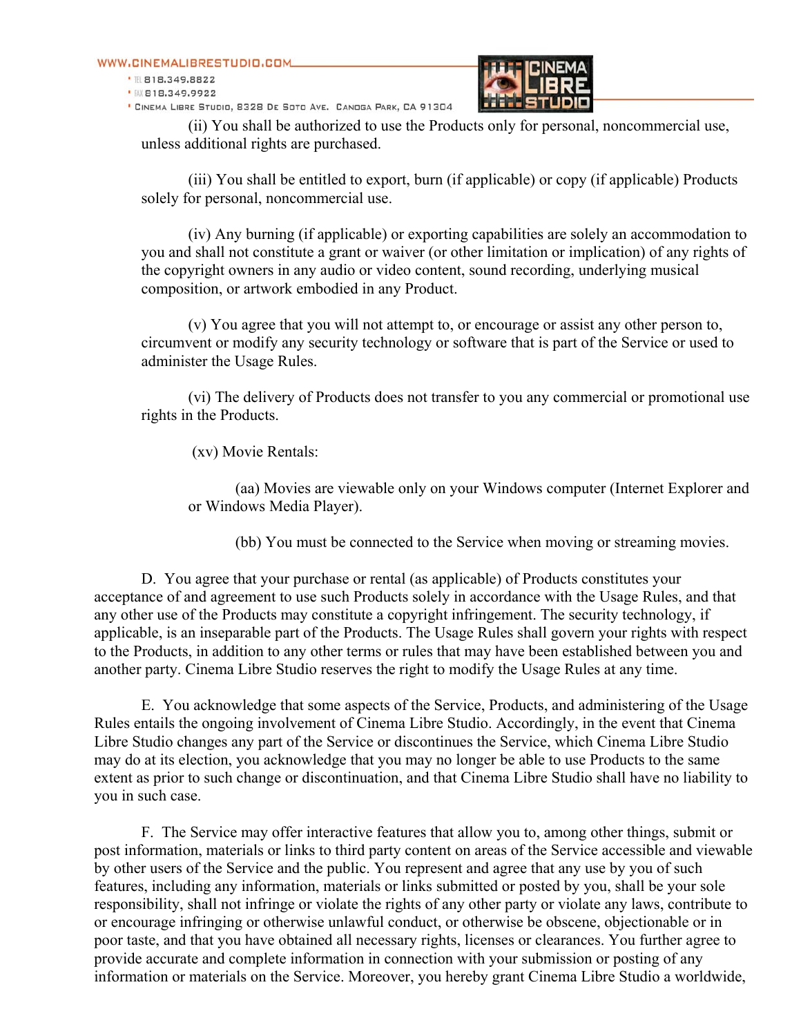(ii) You shall be authorized to use the Products only for personal, noncommercial use, unless additional rights are purchased.

(iii) You shall be entitled to export, burn (if applicable) or copy (if applicable) Products solely for personal, noncommercial use.

(iv) Any burning (if applicable) or exporting capabilities are solely an accommodation to you and shall not constitute a grant or waiver (or other limitation or implication) of any rights of the copyright owners in any audio or video content, sound recording, underlying musical composition, or artwork embodied in any Product.

(v) You agree that you will not attempt to, or encourage or assist any other person to, circumvent or modify any security technology or software that is part of the Service or used to administer the Usage Rules.

(vi) The delivery of Products does not transfer to you any commercial or promotional use rights in the Products.

(xv) Movie Rentals:

(aa) Movies are viewable only on your Windows computer (Internet Explorer and or Windows Media Player).

(bb) You must be connected to the Service when moving or streaming movies.

D. You agree that your purchase or rental (as applicable) of Products constitutes your acceptance of and agreement to use such Products solely in accordance with the Usage Rules, and that any other use of the Products may constitute a copyright infringement. The security technology, if applicable, is an inseparable part of the Products. The Usage Rules shall govern your rights with respect to the Products, in addition to any other terms or rules that may have been established between you and another party. Cinema Libre Studio reserves the right to modify the Usage Rules at any time.

E. You acknowledge that some aspects of the Service, Products, and administering of the Usage Rules entails the ongoing involvement of Cinema Libre Studio. Accordingly, in the event that Cinema Libre Studio changes any part of the Service or discontinues the Service, which Cinema Libre Studio may do at its election, you acknowledge that you may no longer be able to use Products to the same extent as prior to such change or discontinuation, and that Cinema Libre Studio shall have no liability to you in such case.

F. The Service may offer interactive features that allow you to, among other things, submit or post information, materials or links to third party content on areas of the Service accessible and viewable by other users of the Service and the public. You represent and agree that any use by you of such features, including any information, materials or links submitted or posted by you, shall be your sole responsibility, shall not infringe or violate the rights of any other party or violate any laws, contribute to or encourage infringing or otherwise unlawful conduct, or otherwise be obscene, objectionable or in poor taste, and that you have obtained all necessary rights, licenses or clearances. You further agree to provide accurate and complete information in connection with your submission or posting of any information or materials on the Service. Moreover, you hereby grant Cinema Libre Studio a worldwide,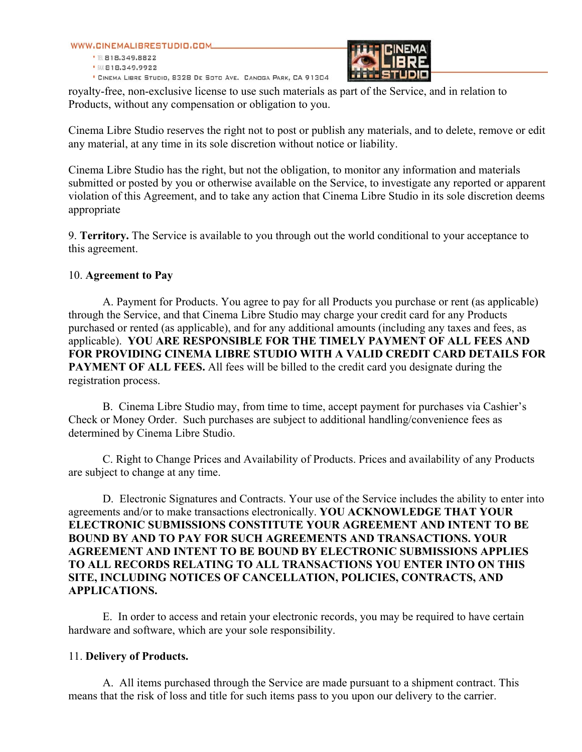royalty-free, non-exclusive license to use such materials as part of the Service, and in relation to Products, without any compensation or obligation to you.

Cinema Libre Studio reserves the right not to post or publish any materials, and to delete, remove or edit any material, at any time in its sole discretion without notice or liability.

Cinema Libre Studio has the right, but not the obligation, to monitor any information and materials submitted or posted by you or otherwise available on the Service, to investigate any reported or apparent violation of this Agreement, and to take any action that Cinema Libre Studio in its sole discretion deems appropriate

9. **Territory.** The Service is available to you through out the world conditional to your acceptance to this agreement.

10. **Agreement to Pay**

A. Payment for Products. You agree to pay for all Products you purchase or rent (as applicable) through the Service, and that Cinema Libre Studio may charge your credit card for any Products purchased or rented (as applicable), and for any additional amounts (including any taxes and fees, as applicable). **YOU ARE RESPONSIBLE FOR THE TIMELY PAYMENT OF ALL FEES AND FOR PROVIDING CINEMA LIBRE STUDIO WITH A VALID CREDIT CARD DETAILS FOR PAYMENT OF ALL FEES.** All fees will be billed to the credit card you designate during the registration process.

B. Cinema Libre Studio may, from time to time, accept payment for purchases via Cashier's Check or Money Order. Such purchases are subject to additional handling/convenience fees as determined by Cinema Libre Studio.

C. Right to Change Prices and Availability of Products. Prices and availability of any Products are subject to change at any time.

D. Electronic Signatures and Contracts. Your use of the Service includes the ability to enter into agreements and/or to make transactions electronically. **YOU ACKNOWLEDGE THAT YOUR ELECTRONIC SUBMISSIONS CONSTITUTE YOUR AGREEMENT AND INTENT TO BE BOUND BY AND TO PAY FOR SUCH AGREEMENTS AND TRANSACTIONS. YOUR AGREEMENT AND INTENT TO BE BOUND BY ELECTRONIC SUBMISSIONS APPLIES TO ALL RECORDS RELATING TO ALL TRANSACTIONS YOU ENTER INTO ON THIS SITE, INCLUDING NOTICES OF CANCELLATION, POLICIES, CONTRACTS, AND APPLICATIONS.**

E. In order to access and retain your electronic records, you may be required to have certain hardware and software, which are your sole responsibility.

11. **Delivery of Products.**

A. All items purchased through the Service are made pursuant to a shipment contract. This means that the risk of loss and title for such items pass to you upon our delivery to the carrier.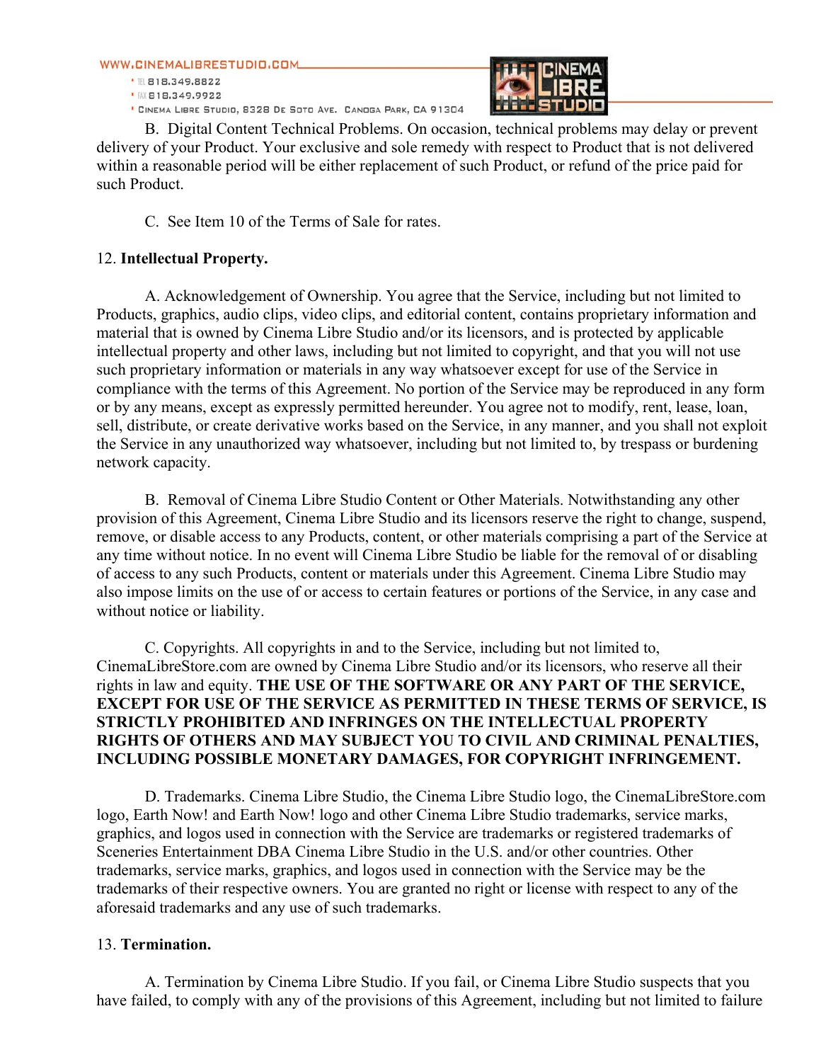B. Digital Content Technical Problems. On occasion, technical problems may delay or prevent delivery of your Product. Your exclusive and sole remedy with respect to Product that is not delivered within a reasonable period will be either replacement of such Product, or refund of the price paid for such Product.

C. See Item 10 of the Terms of Sale for rates.

12. **Intellectual Property.**

A. Acknowledgement of Ownership. You agree that the Service, including but not limited to Products, graphics, audio clips, video clips, and editorial content, contains proprietary information and material that is owned by Cinema Libre Studio and/or its licensors, and is protected by applicable intellectual property and other laws, including but not limited to copyright, and that you will not use such proprietary information or materials in any way whatsoever except for use of the Service in compliance with the terms of this Agreement. No portion of the Service may be reproduced in any form or by any means, except as expressly permitted hereunder. You agree not to modify, rent, lease, loan, sell, distribute, or create derivative works based on the Service, in any manner, and you shall not exploit the Service in any unauthorized way whatsoever, including but not limited to, by trespass or burdening network capacity.

B. Removal of Cinema Libre Studio Content or Other Materials. Notwithstanding any other provision of this Agreement, Cinema Libre Studio and its licensors reserve the right to change, suspend, remove, or disable access to any Products, content, or other materials comprising a part of the Service at any time without notice. In no event will Cinema Libre Studio be liable for the removal of or disabling of access to any such Products, content or materials under this Agreement. Cinema Libre Studio may also impose limits on the use of or access to certain features or portions of the Service, in any case and without notice or liability.

C. Copyrights. All copyrights in and to the Service, including but not limited to, CinemaLibreStore.com are owned by Cinema Libre Studio and/or its licensors, who reserve all their rights in law and equity. **THE USE OF THE SOFTWARE OR ANY PART OF THE SERVICE, EXCEPT FOR USE OF THE SERVICE AS PERMITTED IN THESE TERMS OF SERVICE, IS STRICTLY PROHIBITED AND INFRINGES ON THE INTELLECTUAL PROPERTY RIGHTS OF OTHERS AND MAY SUBJECT YOU TO CIVIL AND CRIMINAL PENALTIES, INCLUDING POSSIBLE MONETARY DAMAGES, FOR COPYRIGHT INFRINGEMENT.**

D. Trademarks. Cinema Libre Studio, the Cinema Libre Studio logo, the CinemaLibreStore.com logo, Earth Now! and Earth Now! logo and other Cinema Libre Studio trademarks, service marks, graphics, and logos used in connection with the Service are trademarks or registered trademarks of Sceneries Entertainment DBA Cinema Libre Studio in the U.S. and/or other countries. Other trademarks, service marks, graphics, and logos used in connection with the Service may be the trademarks of their respective owners. You are granted no right or license with respect to any of the aforesaid trademarks and any use of such trademarks.

13. **Termination.**

A. Termination by Cinema Libre Studio. If you fail, or Cinema Libre Studio suspects that you have failed, to comply with any of the provisions of this Agreement, including but not limited to failure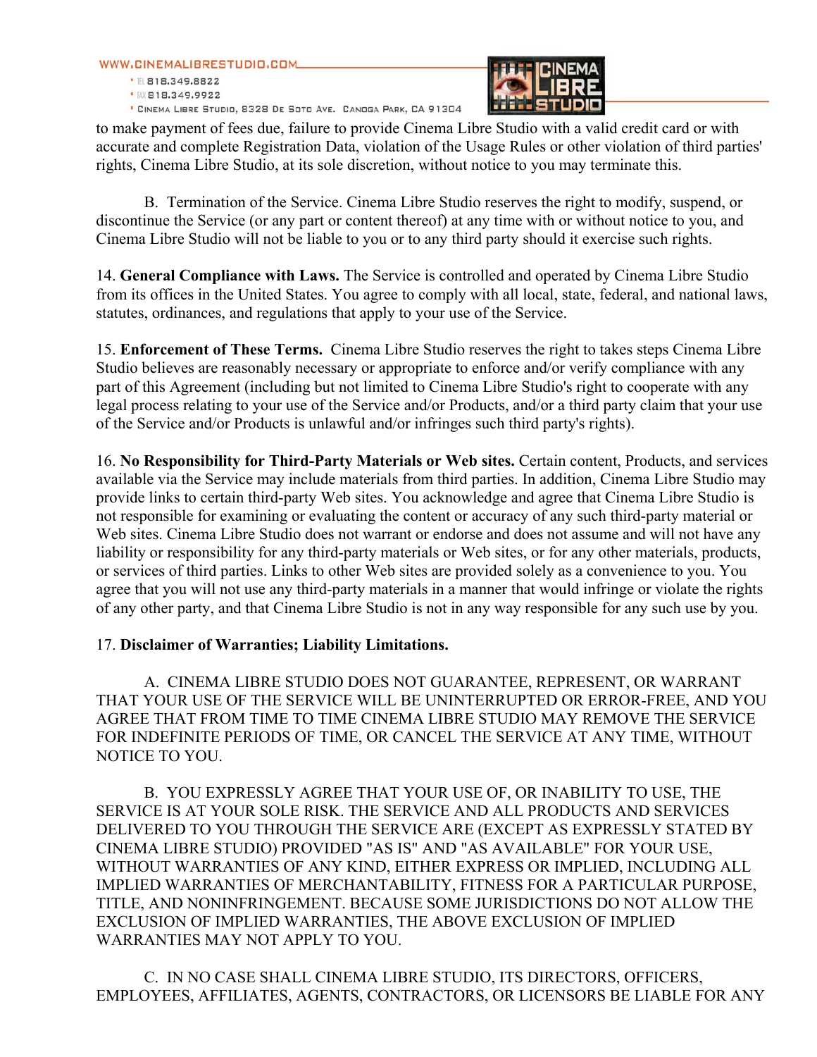to make payment of fees due, failure to provide Cinema Libre Studio with a valid credit card or with accurate and complete Registration Data, violation of the Usage Rules or other violation of third parties' rights, Cinema Libre Studio, at its sole discretion, without notice to you may terminate this.

B. Termination of the Service. Cinema Libre Studio reserves the right to modify, suspend, or discontinue the Service (or any part or content thereof) at any time with or without notice to you, and Cinema Libre Studio will not be liable to you or to any third party should it exercise such rights.

14. **General Compliance with Laws.** The Service is controlled and operated by Cinema Libre Studio from its offices in the United States. You agree to comply with all local, state, federal, and national laws, statutes, ordinances, and regulations that apply to your use of the Service.

15. **Enforcement of These Terms.** Cinema Libre Studio reserves the right to takes steps Cinema Libre Studio believes are reasonably necessary or appropriate to enforce and/or verify compliance with any part of this Agreement (including but not limited to Cinema Libre Studio's right to cooperate with any legal process relating to your use of the Service and/or Products, and/or a third party claim that your use of the Service and/or Products is unlawful and/or infringes such third party's rights).

16. **No Responsibility for Third-Party Materials or Web sites.** Certain content, Products, and services available via the Service may include materials from third parties. In addition, Cinema Libre Studio may provide links to certain third-party Web sites. You acknowledge and agree that Cinema Libre Studio is not responsible for examining or evaluating the content or accuracy of any such third-party material or Web sites. Cinema Libre Studio does not warrant or endorse and does not assume and will not have any liability or responsibility for any third-party materials or Web sites, or for any other materials, products, or services of third parties. Links to other Web sites are provided solely as a convenience to you. You agree that you will not use any third-party materials in a manner that would infringe or violate the rights of any other party, and that Cinema Libre Studio is not in any way responsible for any such use by you.

17. **Disclaimer of Warranties; Liability Limitations.**

A. CINEMA LIBRE STUDIO DOES NOT GUARANTEE, REPRESENT, OR WARRANT THAT YOUR USE OF THE SERVICE WILL BE UNINTERRUPTED OR ERROR-FREE, AND YOU AGREE THAT FROM TIME TO TIME CINEMA LIBRE STUDIO MAY REMOVE THE SERVICE FOR INDEFINITE PERIODS OF TIME, OR CANCEL THE SERVICE AT ANY TIME, WITHOUT NOTICE TO YOU.

B. YOU EXPRESSLY AGREE THAT YOUR USE OF, OR INABILITY TO USE, THE SERVICE IS AT YOUR SOLE RISK. THE SERVICE AND ALL PRODUCTS AND SERVICES DELIVERED TO YOU THROUGH THE SERVICE ARE (EXCEPT AS EXPRESSLY STATED BY CINEMA LIBRE STUDIO) PROVIDED "AS IS" AND "AS AVAILABLE" FOR YOUR USE, WITHOUT WARRANTIES OF ANY KIND, EITHER EXPRESS OR IMPLIED, INCLUDING ALL IMPLIED WARRANTIES OF MERCHANTABILITY, FITNESS FOR A PARTICULAR PURPOSE, TITLE, AND NONINFRINGEMENT. BECAUSE SOME JURISDICTIONS DO NOT ALLOW THE EXCLUSION OF IMPLIED WARRANTIES, THE ABOVE EXCLUSION OF IMPLIED WARRANTIES MAY NOT APPLY TO YOU.

C. IN NO CASE SHALL CINEMA LIBRE STUDIO, ITS DIRECTORS, OFFICERS, EMPLOYEES, AFFILIATES, AGENTS, CONTRACTORS, OR LICENSORS BE LIABLE FOR ANY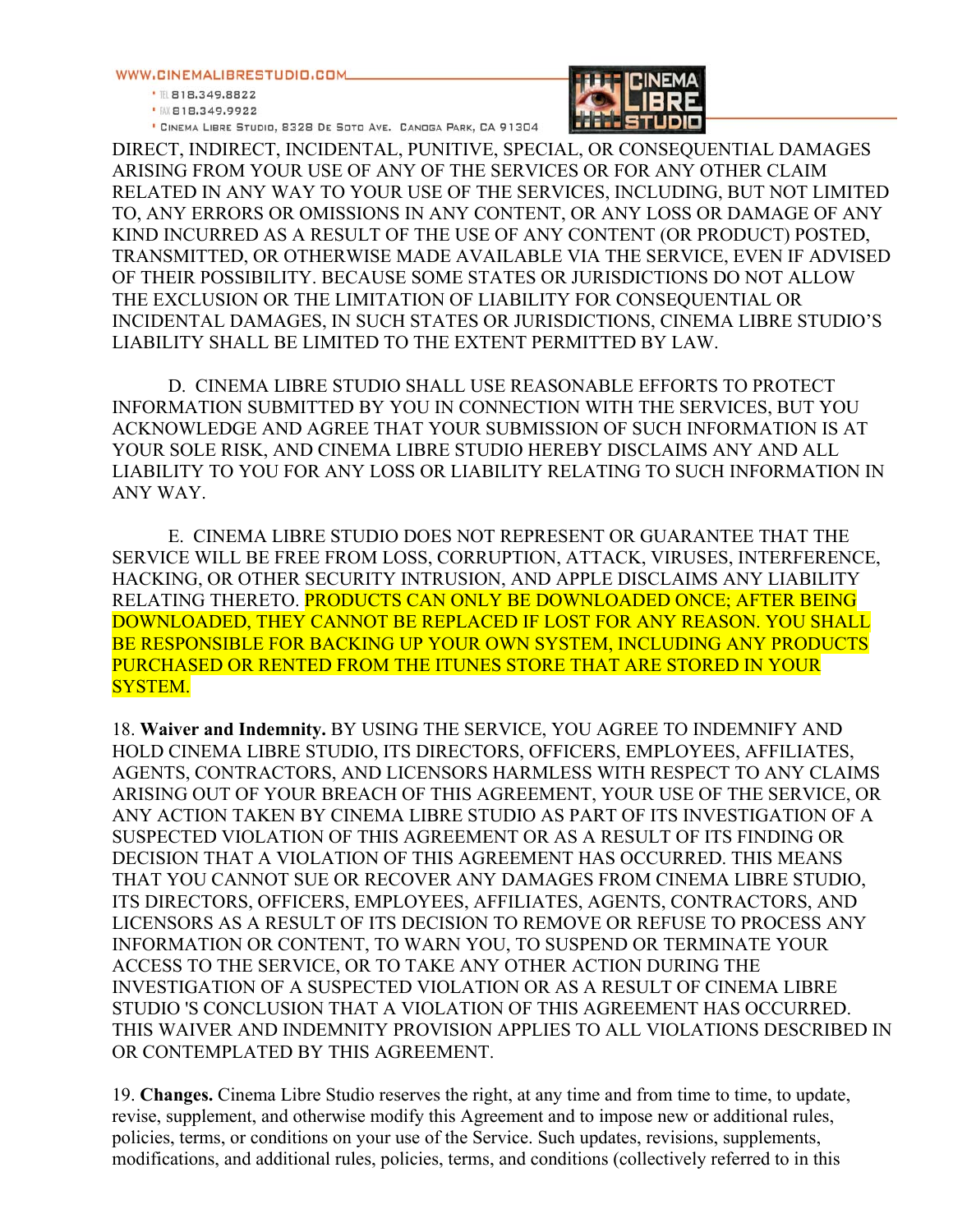DIRECT, INDIRECT, INCIDENTAL, PUNITIVE, SPECIAL, OR CONSEQUENTIAL DAMAGES ARISING FROM YOUR USE OF ANY OF THE SERVICES OR FOR ANY OTHER CLAIM RELATED IN ANY WAY TO YOUR USE OF THE SERVICES, INCLUDING, BUT NOT LIMITED TO, ANY ERRORS OR OMISSIONS IN ANY CONTENT, OR ANY LOSS OR DAMAGE OF ANY KIND INCURRED AS A RESULT OF THE USE OF ANY CONTENT (OR PRODUCT) POSTED, TRANSMITTED, OR OTHERWISE MADE AVAILABLE VIA THE SERVICE, EVEN IF ADVISED OF THEIR POSSIBILITY. BECAUSE SOME STATES OR JURISDICTIONS DO NOT ALLOW THE EXCLUSION OR THE LIMITATION OF LIABILITY FOR CONSEQUENTIAL OR INCIDENTAL DAMAGES, IN SUCH STATES OR JURISDICTIONS, CINEMA LIBRE STUDIO'S LIABILITY SHALL BE LIMITED TO THE EXTENT PERMITTED BY LAW.

D. CINEMA LIBRE STUDIO SHALL USE REASONABLE EFFORTS TO PROTECT INFORMATION SUBMITTED BY YOU IN CONNECTION WITH THE SERVICES, BUT YOU ACKNOWLEDGE AND AGREE THAT YOUR SUBMISSION OF SUCH INFORMATION IS AT YOUR SOLE RISK, AND CINEMA LIBRE STUDIO HEREBY DISCLAIMS ANY AND ALL LIABILITY TO YOU FOR ANY LOSS OR LIABILITY RELATING TO SUCH INFORMATION IN ANY WAY.

E. CINEMA LIBRE STUDIO DOES NOT REPRESENT OR GUARANTEE THAT THE SERVICE WILL BE FREE FROM LOSS, CORRUPTION, ATTACK, VIRUSES, INTERFERENCE, HACKING, OR OTHER SECURITY INTRUSION, AND APPLE DISCLAIMS ANY LIABILITY RELATING THERETO. PRODUCTS CAN ONLY BE DOWNLOADED ONCE; AFTER BEING DOWNLOADED, THEY CANNOT BE REPLACED IF LOST FOR ANY REASON. YOU SHALL BE RESPONSIBLE FOR BACKING UP YOUR OWN SYSTEM, INCLUDING ANY PRODUCTS PURCHASED OR RENTED FROM THE ITUNES STORE THAT ARE STORED IN YOUR SYSTEM.

18. **Waiver and Indemnity.** BY USING THE SERVICE, YOU AGREE TO INDEMNIFY AND HOLD CINEMA LIBRE STUDIO, ITS DIRECTORS, OFFICERS, EMPLOYEES, AFFILIATES, AGENTS, CONTRACTORS, AND LICENSORS HARMLESS WITH RESPECT TO ANY CLAIMS ARISING OUT OF YOUR BREACH OF THIS AGREEMENT, YOUR USE OF THE SERVICE, OR ANY ACTION TAKEN BY CINEMA LIBRE STUDIO AS PART OF ITS INVESTIGATION OF A SUSPECTED VIOLATION OF THIS AGREEMENT OR AS A RESULT OF ITS FINDING OR DECISION THAT A VIOLATION OF THIS AGREEMENT HAS OCCURRED. THIS MEANS THAT YOU CANNOT SUE OR RECOVER ANY DAMAGES FROM CINEMA LIBRE STUDIO, ITS DIRECTORS, OFFICERS, EMPLOYEES, AFFILIATES, AGENTS, CONTRACTORS, AND LICENSORS AS A RESULT OF ITS DECISION TO REMOVE OR REFUSE TO PROCESS ANY INFORMATION OR CONTENT, TO WARN YOU, TO SUSPEND OR TERMINATE YOUR ACCESS TO THE SERVICE, OR TO TAKE ANY OTHER ACTION DURING THE INVESTIGATION OF A SUSPECTED VIOLATION OR AS A RESULT OF CINEMA LIBRE STUDIO 'S CONCLUSION THAT A VIOLATION OF THIS AGREEMENT HAS OCCURRED. THIS WAIVER AND INDEMNITY PROVISION APPLIES TO ALL VIOLATIONS DESCRIBED IN OR CONTEMPLATED BY THIS AGREEMENT.

19. **Changes.** Cinema Libre Studio reserves the right, at any time and from time to time, to update, revise, supplement, and otherwise modify this Agreement and to impose new or additional rules, policies, terms, or conditions on your use of the Service. Such updates, revisions, supplements, modifications, and additional rules, policies, terms, and conditions (collectively referred to in this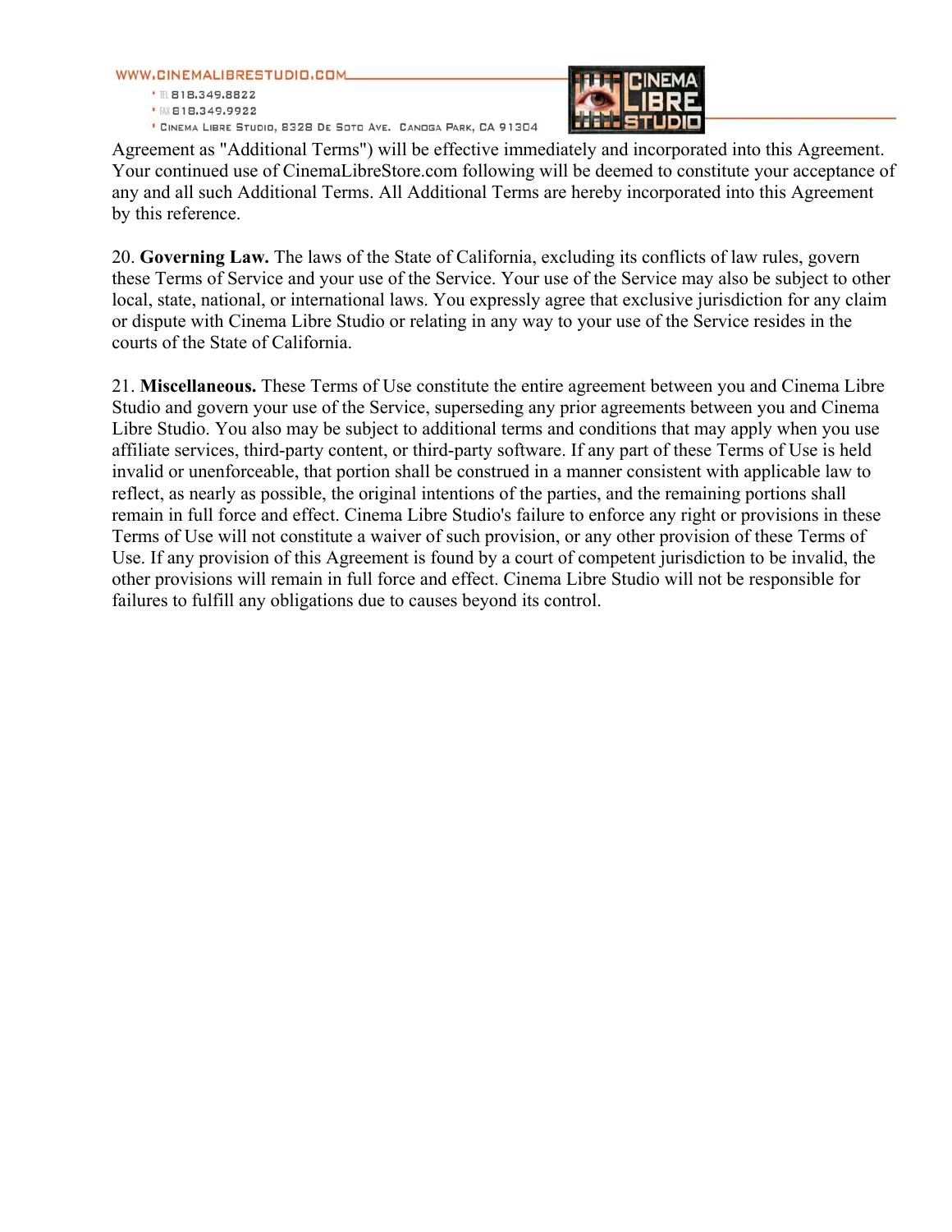Agreement as "Additional Terms") will be effective immediately and incorporated into this Agreement. Your continued use of CinemaLibreStore.com following will be deemed to constitute your acceptance of any and all such Additional Terms. All Additional Terms are hereby incorporated into this Agreement by this reference.

20. **Governing Law.** The laws of the State of California, excluding its conflicts of law rules, govern these Terms of Service and your use of the Service. Your use of the Service may also be subject to other local, state, national, or international laws. You expressly agree that exclusive jurisdiction for any claim or dispute with Cinema Libre Studio or relating in any way to your use of the Service resides in the courts of the State of California.

21. **Miscellaneous.** These Terms of Use constitute the entire agreement between you and Cinema Libre Studio and govern your use of the Service, superseding any prior agreements between you and Cinema Libre Studio. You also may be subject to additional terms and conditions that may apply when you use affiliate services, third-party content, or third-party software. If any part of these Terms of Use is held invalid or unenforceable, that portion shall be construed in a manner consistent with applicable law to reflect, as nearly as possible, the original intentions of the parties, and the remaining portions shall remain in full force and effect. Cinema Libre Studio's failure to enforce any right or provisions in these Terms of Use will not constitute a waiver of such provision, or any other provision of these Terms of Use. If any provision of this Agreement is found by a court of competent jurisdiction to be invalid, the other provisions will remain in full force and effect. Cinema Libre Studio will not be responsible for failures to fulfill any obligations due to causes beyond its control.